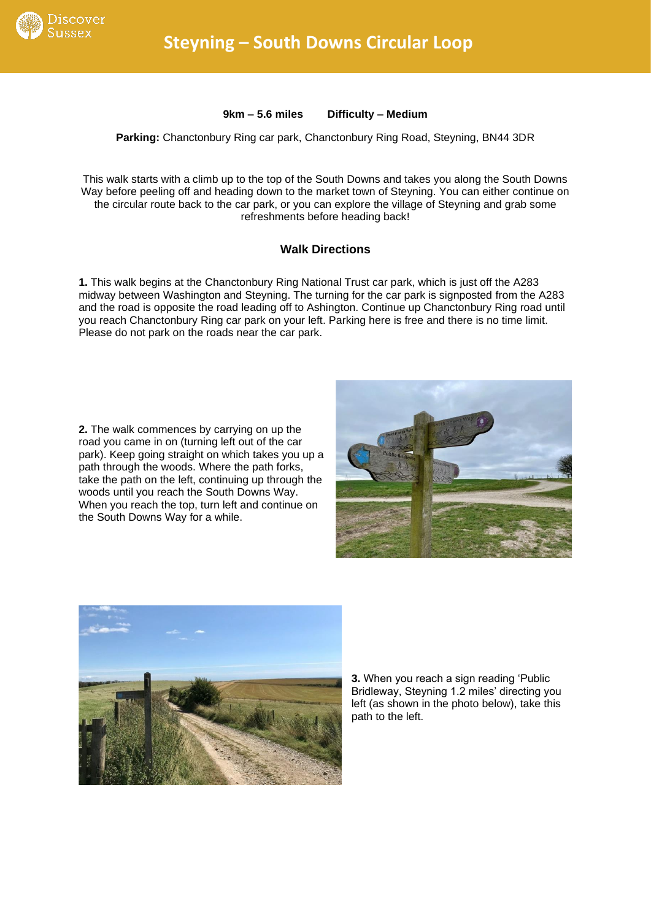# Steyning – South Downs Circular Loop

**9km – 5.6 miles    Difficulty – Medium**

**Parking:** Chanctonbury Ring car park, Chanctonbury Ring Road, Steyning, BN44 3DR

This walk starts with a climb up to the top of the South Downs and takes you along the South Downs Way before peeling off and heading down to the market town of Steyning. You can either continue on the circular route back to the car park, or you can explore the village of Steyning and grab some refreshments before heading back!

## Walk Directions

**1.** This walk begins at the Chanctonbury Ring National Trust car park, which is just off the A283 midway between Washington and Steyning. The turning for the car park is signposted from the A283 and the road is opposite the road leading off to Ashington. Continue up Chanctonbury Ring road until you reach Chanctonbury Ring car park on your left. Parking here is free and there is no time limit. Please do not park on the roads near the car park.

**2.** The walk commences by carrying on up the road you came in on (turning left out of the car park). Keep going straight on which takes you up a path through the woods. Where the path forks, take the path on the left, continuing up through the woods until you reach the South Downs Way. When you reach the top, turn left and continue on the South Downs Way for a while.

**3.** When you reach a sign reading 'Public Bridleway, Steyning 1.2 miles' directing you left (as shown in the photo below), take this path to the left.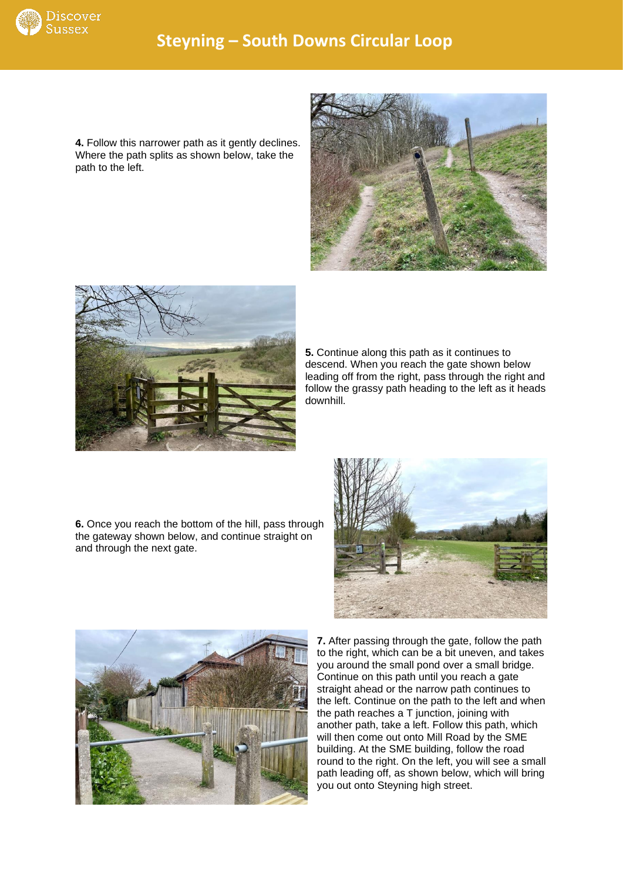**4.** Follow this narrower path as it gently declines. Where the path splits as shown below, take the path to the left.

**5.** Continue along this path as it continues to descend. When you reach the gate shown below leading off from the right, pass through the right and follow the grassy path heading to the left as it heads downhill.

**6.** Once you reach the bottom of the hill, pass through the gateway shown below, and continue straight on and through the next gate.

**7.** After passing through the gate, follow the path to the right, which can be a bit uneven, and takes you around the small pond over a small bridge. Continue on this path until you reach a gate straight ahead or the narrow path continues to the left. Continue on the path to the left and when the path reaches a T junction, joining with another path, take a left. Follow this path, which will then come out onto Mill Road by the SME building. At the SME building, follow the road round to the right. On the left, you will see a small path leading off, as shown below, which will bring you out onto Steyning high street.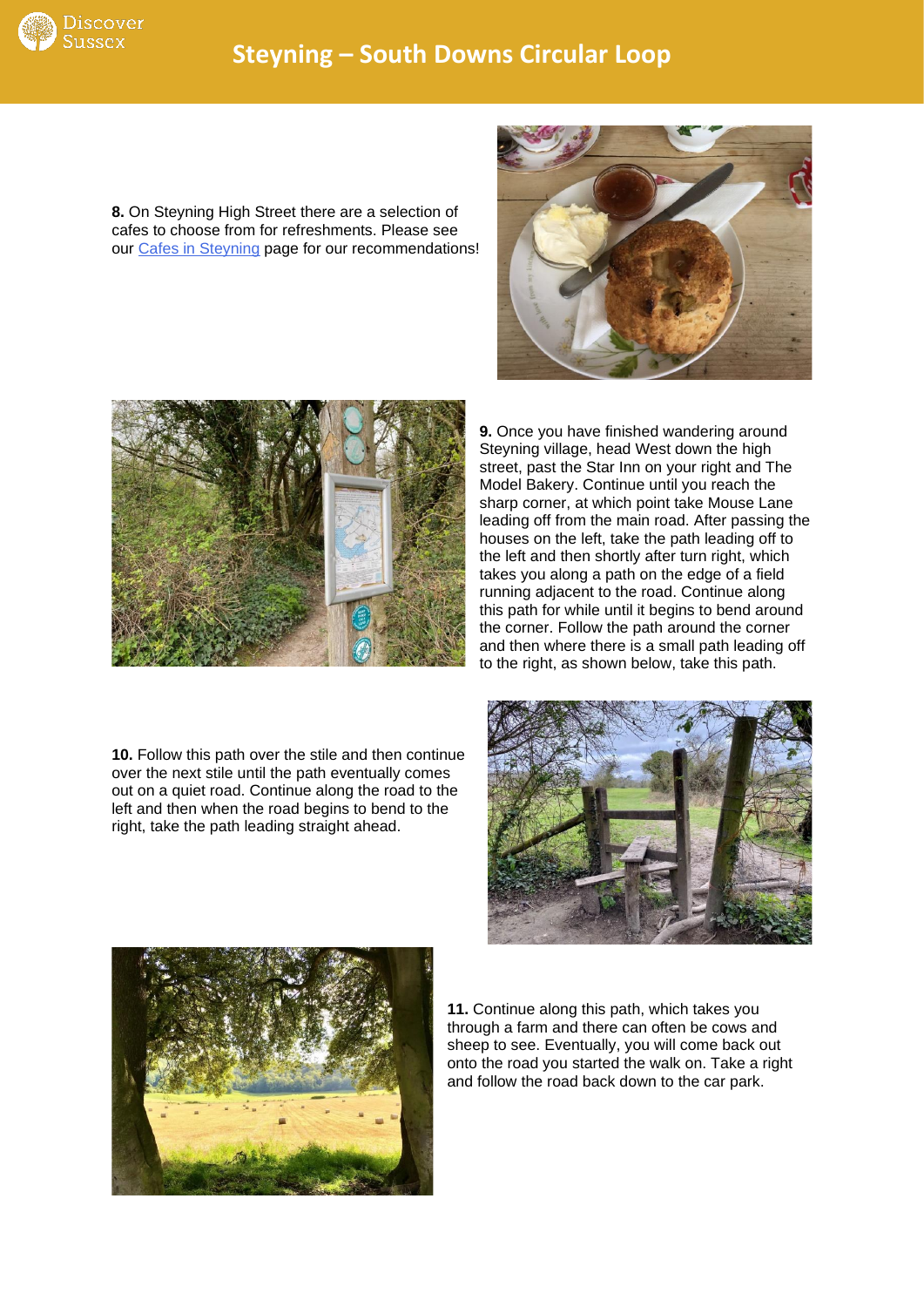**8.** On Steyning High Street there are a selection of cafes to choose from for refreshments. Please see our [Cafes in Steyning]() page for our recommendations!

**9.** Once you have finished wandering around Steyning village, head West down the high street, past the Star Inn on your right and The Model Bakery. Continue until you reach the sharp corner, at which point take Mouse Lane leading off from the main road. After passing the houses on the left, take the path leading off to the left and then shortly after turn right, which takes you along a path on the edge of a field running adjacent to the road. Continue along this path for while until it begins to bend around the corner. Follow the path around the corner and then where there is a small path leading off to the right, as shown below, take this path.

**10.** Follow this path over the stile and then continue over the next stile until the path eventually comes out on a quiet road. Continue along the road to the left and then when the road begins to bend to the right, take the path leading straight ahead.

**11.** Continue along this path, which takes you through a farm and there can often be cows and sheep to see. Eventually, you will come back out onto the road you started the walk on. Take a right and follow the road back down to the car park.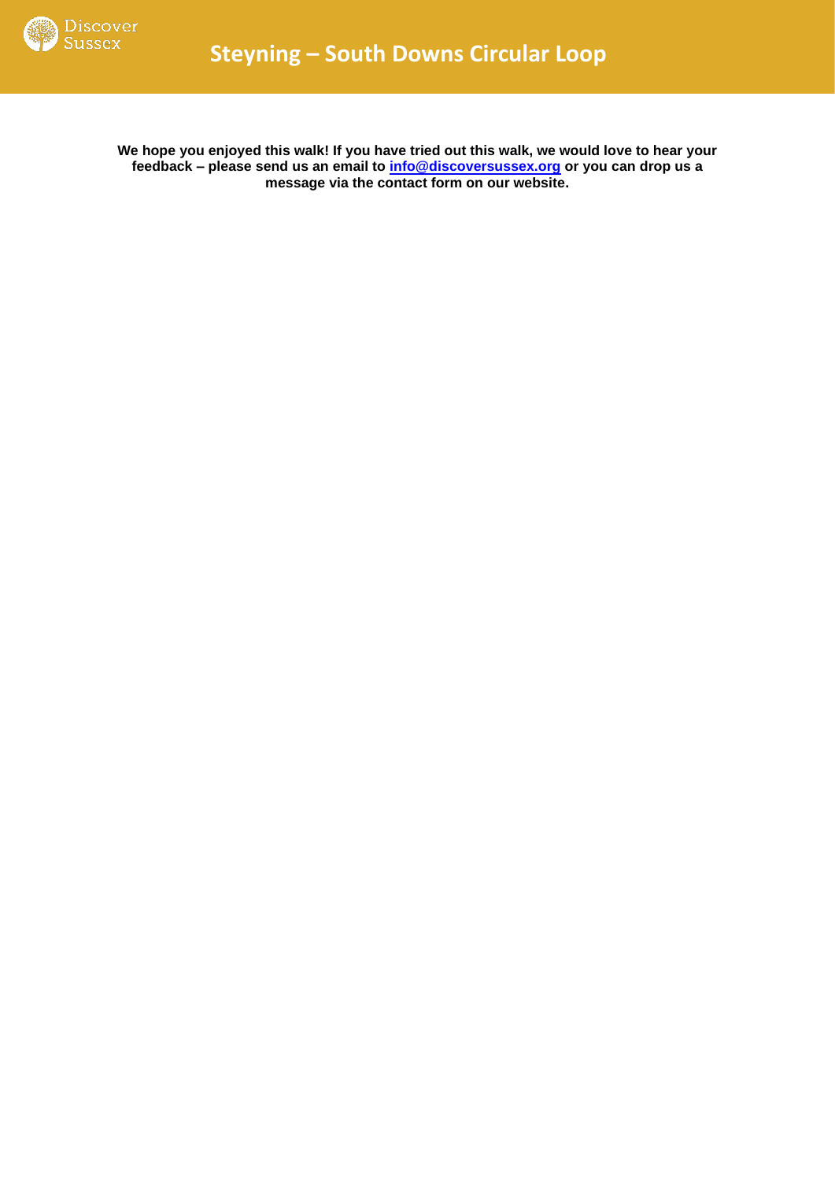**We hope you enjoyed this walk! If you have tried out this walk, we would love to hear your feedback – please send us an email to [info@discoversussex.org](mailto:info@discoversussex.org) or you can drop us a message via the contact form on our website.**